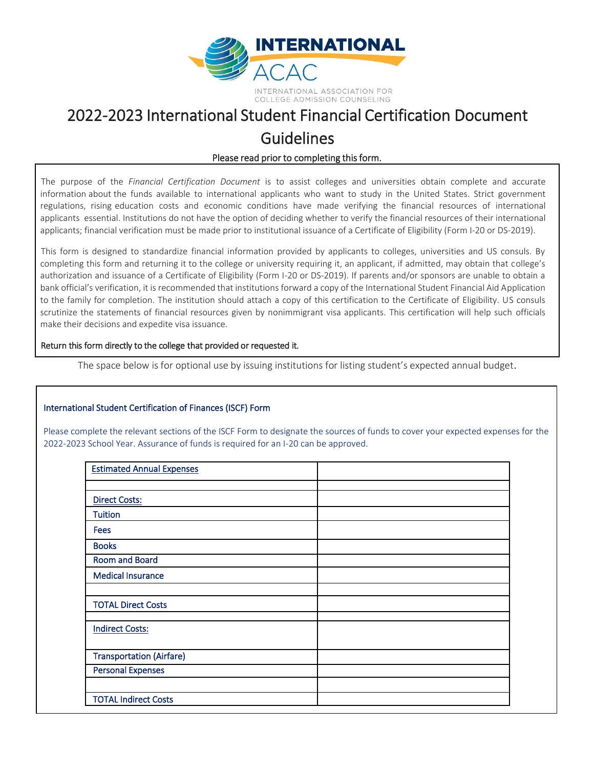INTERNATIONAL ACAC

INTERNATIONAL ASSOCIATION FOR COLLEGE ADMISSION COUNSELING

# 2022-2023 International Student Financial Certification Document Guidelines

**Please read prior to completing this form.**

The purpose of the *Financial Certification Document* is to assist colleges and universities obtain complete and accurate information about the funds available to international applicants who want to study in the United States. Strict government regulations, rising education costs and economic conditions have made verifying the financial resources of international applicants essential. Institutions do not have the option of deciding whether to verify the financial resources of their international applicants; financial verification must be made prior to institutional issuance of a Certificate of Eligibility (Form I-20 or DS-2019).

This form is designed to standardize financial information provided by applicants to colleges, universities and US consuls. By completing this form and returning it to the college or university requiring it, an applicant, if admitted, may obtain that college's authorization and issuance of a Certificate of Eligibility (Form I-20 or DS-2019). If parents and/or sponsors are unable to obtain a bank official's verification, it is recommended that institutions forward a copy of the International Student Financial Aid Application to the family for completion. The institution should attach a copy of this certification to the Certificate of Eligibility. US consuls scrutinize the statements of financial resources given by nonimmigrant visa applicants. This certification will help such officials make their decisions and expedite visa issuance.

**Return this form directly to the college that provided or requested it.**

The space below is for optional use by issuing institutions for listing student's expected annual budget.

## International Student Certification of Finances (ISCF) Form

Please complete the relevant sections of the ISCF Form to designate the sources of funds to cover your expected expenses for the 2022-2023 School Year. Assurance of funds is required for an I-20 can be approved.

| Estimated Annual Expenses | |
|---|---|
| | |
| Direct Costs: | |
| Tuition | |
| Fees | |
| Books | |
| Room and Board | |
| Medical Insurance | |
| | |
| TOTAL Direct Costs | |
| | |
| Indirect Costs: | |
| Transportation (Airfare) | |
| Personal Expenses | |
| | |
| TOTAL Indirect Costs | |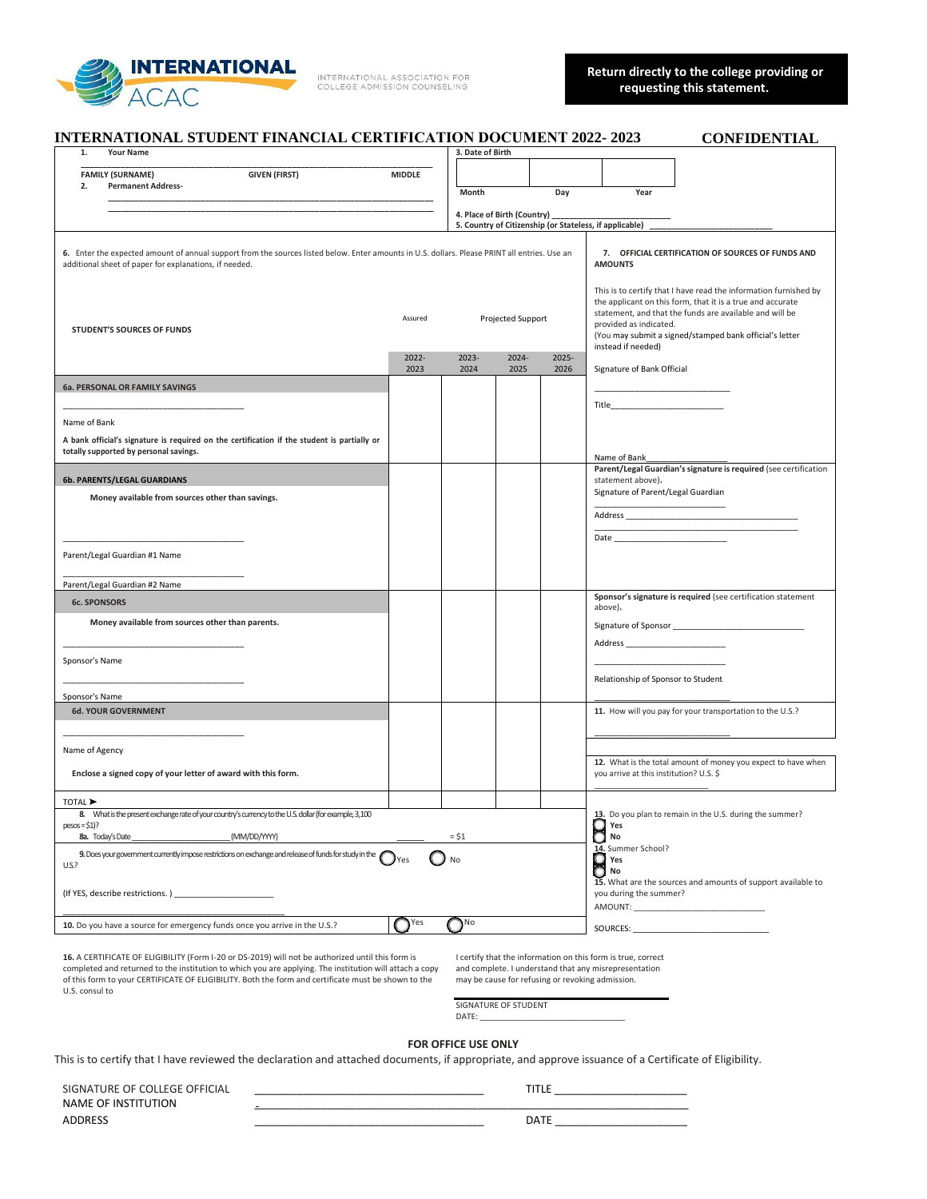INTERNATIONAL ACAC

INTERNATIONAL ASSOCIATION FOR COLLEGE ADMISSION COUNSELING

**Return directly to the college providing or requesting this statement.**

# INTERNATIONAL STUDENT FINANCIAL CERTIFICATION DOCUMENT 2022- 2023

**CONFIDENTIAL**

**1. Your Name**

_______________________________________________

FAMILY (SURNAME) GIVEN (FIRST) MIDDLE

**2. Permanent Address-**

_______________________________________________

_______________________________________________

**3. Date of Birth**

| Month | Day | Year |
|---|---|---|
| | | |

**4. Place of Birth (Country)** ___________________________

**5. Country of Citizenship (or Stateless, if applicable)** ___________________________

**6.** Enter the expected amount of annual support from the sources listed below. Enter amounts in U.S. dollars. Please PRINT all entries. Use an additional sheet of paper for explanations, if needed.

| STUDENT'S SOURCES OF FUNDS | Assured | Projected Support | | |
|---|---|---|---|---|
| | 2022-2023 | 2023-2024 | 2024-2025 | 2025-2026 |
| **6a. PERSONAL OR FAMILY SAVINGS**<br>_______________________<br>Name of Bank<br>**A bank official's signature is required on the certification if the student is partially or totally supported by personal savings.** | | | | |
| **6b. PARENTS/LEGAL GUARDIANS**<br>**Money available from sources other than savings.**<br>_______________________<br>Parent/Legal Guardian #1 Name<br>_______________________<br>Parent/Legal Guardian #2 Name | | | | |
| **6c. SPONSORS**<br>**Money available from sources other than parents.**<br>_______________________<br>Sponsor's Name<br>_______________________<br>Sponsor's Name | | | | |
| **6d. YOUR GOVERNMENT**<br>_______________________<br>Name of Agency<br>**Enclose a signed copy of your letter of award with this form.** | | | | |
| TOTAL ➤ | | | | |

**7. OFFICIAL CERTIFICATION OF SOURCES OF FUNDS AND AMOUNTS**

This is to certify that I have read the information furnished by the applicant on this form, that it is a true and accurate statement, and that the funds are available and will be provided as indicated.
(You may submit a signed/stamped bank official's letter instead if needed)

Signature of Bank Official

___________________________

Title___________________________

Name of Bank___________________

**Parent/Legal Guardian's signature is required** (see certification statement above).

Signature of Parent/Legal Guardian

___________________________

Address ___________________________

___________________________

Date ___________________________

**Sponsor's signature is required** (see certification statement above).

Signature of Sponsor ___________________________

Address ___________________________

___________________________

Relationship of Sponsor to Student

___________________________

**11.** How will you pay for your transportation to the U.S.?

___________________________

**12.** What is the total amount of money you expect to have when you arrive at this institution? U.S. $ ___________________

**8.** What is the present exchange rate of your country's currency to the U.S. dollar (for example, 3,100 pesos = $1)?

**8a.** Today's Date ____________________ (MM/DD/YYYY) ______ = $1

**9.** Does your government currently impose restrictions on exchange and release of funds for study in the U.S.? ◯ Yes ◯ No

(If YES, describe restrictions. ) ___________________________

_______________________________________________

**10.** Do you have a source for emergency funds once you arrive in the U.S.? ◯ Yes ◯ No

**13.** Do you plan to remain in the U.S. during the summer?
◯ **Yes**
◯ **No**

**14.** Summer School?
◯ **Yes**
◯ **No**

**15.** What are the sources and amounts of support available to you during the summer?

AMOUNT: ___________________________

SOURCES: ___________________________

**16.** A CERTIFICATE OF ELIGIBILITY (Form I-20 or DS-2019) will not be authorized until this form is completed and returned to the institution to which you are applying. The institution will attach a copy of this form to your CERTIFICATE OF ELIGIBILITY. Both the form and certificate must be shown to the U.S. consul to

I certify that the information on this form is true, correct and complete. I understand that any misrepresentation may be cause for refusing or revoking admission.

SIGNATURE OF STUDENT

DATE: ___________________________

**FOR OFFICE USE ONLY**

This is to certify that I have reviewed the declaration and attached documents, if appropriate, and approve issuance of a Certificate of Eligibility.

SIGNATURE OF COLLEGE OFFICIAL ___________________________ TITLE ___________________

NAME OF INSTITUTION ___________________________

ADDRESS ___________________________ DATE ___________________